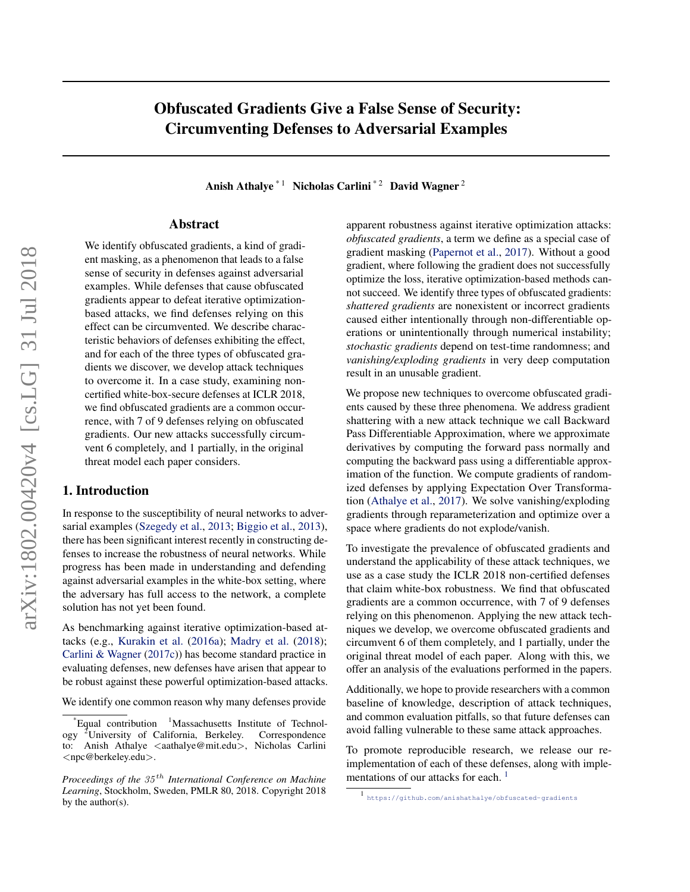# Obfuscated Gradients Give a False Sense of Security: Circumventing Defenses to Adversarial Examples

**Anish Athalye** [*1] **Nicholas Carlini** [*2] **David Wagner** [2]

## Abstract

We identify obfuscated gradients, a kind of gradient masking, as a phenomenon that leads to a false sense of security in defenses against adversarial examples. While defenses that cause obfuscated gradients appear to defeat iterative optimization-based attacks, we find defenses relying on this effect can be circumvented. We describe characteristic behaviors of defenses exhibiting the effect, and for each of the three types of obfuscated gradients we discover, we develop attack techniques to overcome it. In a case study, examining non-certified white-box-secure defenses at ICLR 2018, we find obfuscated gradients are a common occurrence, with 7 of 9 defenses relying on obfuscated gradients. Our new attacks successfully circumvent 6 completely, and 1 partially, in the original threat model each paper considers.

## 1. Introduction

In response to the susceptibility of neural networks to adversarial examples (Szegedy et al., 2013; Biggio et al., 2013), there has been significant interest recently in constructing defenses to increase the robustness of neural networks. While progress has been made in understanding and defending against adversarial examples in the white-box setting, where the adversary has full access to the network, a complete solution has not yet been found.

As benchmarking against iterative optimization-based attacks (e.g., Kurakin et al. (2016a); Madry et al. (2018); Carlini & Wagner (2017c)) has become standard practice in evaluating defenses, new defenses have arisen that appear to be robust against these powerful optimization-based attacks.

We identify one common reason why many defenses provide apparent robustness against iterative optimization attacks: *obfuscated gradients*, a term we define as a special case of gradient masking (Papernot et al., 2017). Without a good gradient, where following the gradient does not successfully optimize the loss, iterative optimization-based methods cannot succeed. We identify three types of obfuscated gradients: *shattered gradients* are nonexistent or incorrect gradients caused either intentionally through non-differentiable operations or unintentionally through numerical instability; *stochastic gradients* depend on test-time randomness; and *vanishing/exploding gradients* in very deep computation result in an unusable gradient.

We propose new techniques to overcome obfuscated gradients caused by these three phenomena. We address gradient shattering with a new attack technique we call Backward Pass Differentiable Approximation, where we approximate derivatives by computing the forward pass normally and computing the backward pass using a differentiable approximation of the function. We compute gradients of randomized defenses by applying Expectation Over Transformation (Athalye et al., 2017). We solve vanishing/exploding gradients through reparameterization and optimize over a space where gradients do not explode/vanish.

To investigate the prevalence of obfuscated gradients and understand the applicability of these attack techniques, we use as a case study the ICLR 2018 non-certified defenses that claim white-box robustness. We find that obfuscated gradients are a common occurrence, with 7 of 9 defenses relying on this phenomenon. Applying the new attack techniques we develop, we overcome obfuscated gradients and circumvent 6 of them completely, and 1 partially, under the original threat model of each paper. Along with this, we offer an analysis of the evaluations performed in the papers.

Additionally, we hope to provide researchers with a common baseline of knowledge, description of attack techniques, and common evaluation pitfalls, so that future defenses can avoid falling vulnerable to these same attack approaches.

To promote reproducible research, we release our re-implementation of each of these defenses, along with implementations of our attacks for each. [1]

---

[*]Equal contribution [1]Massachusetts Institute of Technology [2]University of California, Berkeley. Correspondence to: Anish Athalye <aathalye@mit.edu>, Nicholas Carlini <npc@berkeley.edu>.

*Proceedings of the 35th International Conference on Machine Learning*, Stockholm, Sweden, PMLR 80, 2018. Copyright 2018 by the author(s).

[1] https://github.com/anishathalye/obfuscated-gradients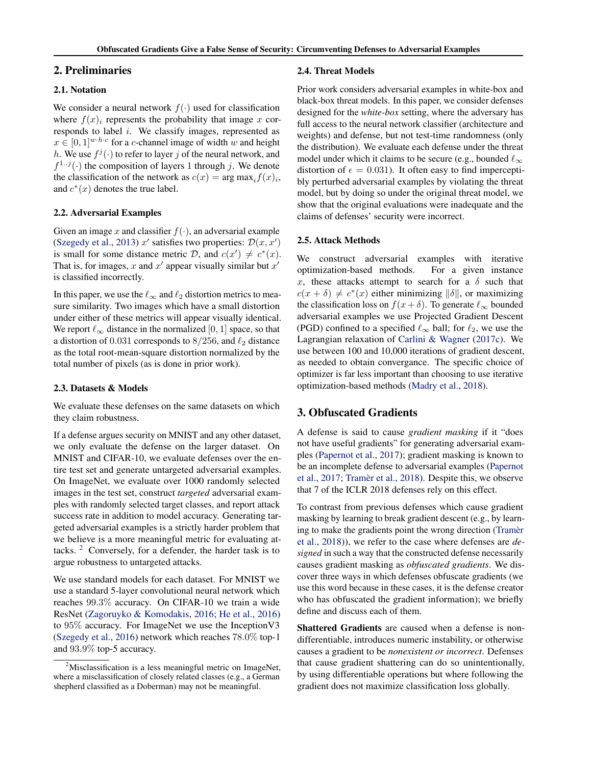## 2. Preliminaries

### 2.1. Notation

We consider a neural network $f(\cdot)$ used for classification where $f(x)_i$ represents the probability that image $x$ corresponds to label $i$. We classify images, represented as $x \in [0,1]^{w \cdot h \cdot c}$ for a $c$-channel image of width $w$ and height $h$. We use $f^j(\cdot)$ to refer to layer $j$ of the neural network, and $f^{1..j}(\cdot)$ the composition of layers 1 through $j$. We denote the classification of the network as $c(x) = \arg\max_i f(x)_i$, and $c^*(x)$ denotes the true label.

### 2.2. Adversarial Examples

Given an image $x$ and classifier $f(\cdot)$, an adversarial example (Szegedy et al., 2013) $x'$ satisfies two properties: $\mathcal{D}(x, x')$ is small for some distance metric $\mathcal{D}$, and $c(x') \neq c^*(x)$. That is, for images, $x$ and $x'$ appear visually similar but $x'$ is classified incorrectly.

In this paper, we use the $\ell_\infty$ and $\ell_2$ distortion metrics to measure similarity. Two images which have a small distortion under either of these metrics will appear visually identical. We report $\ell_\infty$ distance in the normalized $[0,1]$ space, so that a distortion of $0.031$ corresponds to $8/256$, and $\ell_2$ distance as the total root-mean-square distortion normalized by the total number of pixels (as is done in prior work).

### 2.3. Datasets & Models

We evaluate these defenses on the same datasets on which they claim robustness.

If a defense argues security on MNIST and any other dataset, we only evaluate the defense on the larger dataset. On MNIST and CIFAR-10, we evaluate defenses over the entire test set and generate untargeted adversarial examples. On ImageNet, we evaluate over 1000 randomly selected images in the test set, construct *targeted* adversarial examples with randomly selected target classes, and report attack success rate in addition to model accuracy. Generating targeted adversarial examples is a strictly harder problem that we believe is a more meaningful metric for evaluating attacks. [2] Conversely, for a defender, the harder task is to argue robustness to untargeted attacks.

We use standard models for each dataset. For MNIST we use a standard 5-layer convolutional neural network which reaches $99.3\%$ accuracy. On CIFAR-10 we train a wide ResNet (Zagoruyko & Komodakis, 2016; He et al., 2016) to $95\%$ accuracy. For ImageNet we use the InceptionV3 (Szegedy et al., 2016) network which reaches $78.0\%$ top-1 and $93.9\%$ top-5 accuracy.

[2] Misclassification is a less meaningful metric on ImageNet, where a misclassification of closely related classes (e.g., a German shepherd classified as a Doberman) may not be meaningful.

### 2.4. Threat Models

Prior work considers adversarial examples in white-box and black-box threat models. In this paper, we consider defenses designed for the *white-box* setting, where the adversary has full access to the neural network classifier (architecture and weights) and defense, but not test-time randomness (only the distribution). We evaluate each defense under the threat model under which it claims to be secure (e.g., bounded $\ell_\infty$ distortion of $\epsilon = 0.031$). It often easy to find imperceptibly perturbed adversarial examples by violating the threat model, but by doing so under the original threat model, we show that the original evaluations were inadequate and the claims of defenses' security were incorrect.

### 2.5. Attack Methods

We construct adversarial examples with iterative optimization-based methods. For a given instance $x$, these attacks attempt to search for a $\delta$ such that $c(x + \delta) \neq c^*(x)$ either minimizing $\|\delta\|$, or maximizing the classification loss on $f(x + \delta)$. To generate $\ell_\infty$ bounded adversarial examples we use Projected Gradient Descent (PGD) confined to a specified $\ell_\infty$ ball; for $\ell_2$, we use the Lagrangian relaxation of Carlini & Wagner (2017c). We use between 100 and 10,000 iterations of gradient descent, as needed to obtain convergance. The specific choice of optimizer is far less important than choosing to use iterative optimization-based methods (Madry et al., 2018).

## 3. Obfuscated Gradients

A defense is said to cause *gradient masking* if it "does not have useful gradients" for generating adversarial examples (Papernot et al., 2017); gradient masking is known to be an incomplete defense to adversarial examples (Papernot et al., 2017; Tramèr et al., 2018). Despite this, we observe that 7 of the ICLR 2018 defenses rely on this effect.

To contrast from previous defenses which cause gradient masking by learning to break gradient descent (e.g., by learning to make the gradients point the wrong direction (Tramèr et al., 2018)), we refer to the case where defenses are *designed* in such a way that the constructed defense necessarily causes gradient masking as *obfuscated gradients*. We discover three ways in which defenses obfuscate gradients (we use this word because in these cases, it is the defense creator who has obfuscated the gradient information); we briefly define and discuss each of them.

**Shattered Gradients** are caused when a defense is non-differentiable, introduces numeric instability, or otherwise causes a gradient to be *nonexistent or incorrect*. Defenses that cause gradient shattering can do so unintentionally, by using differentiable operations but where following the gradient does not maximize classification loss globally.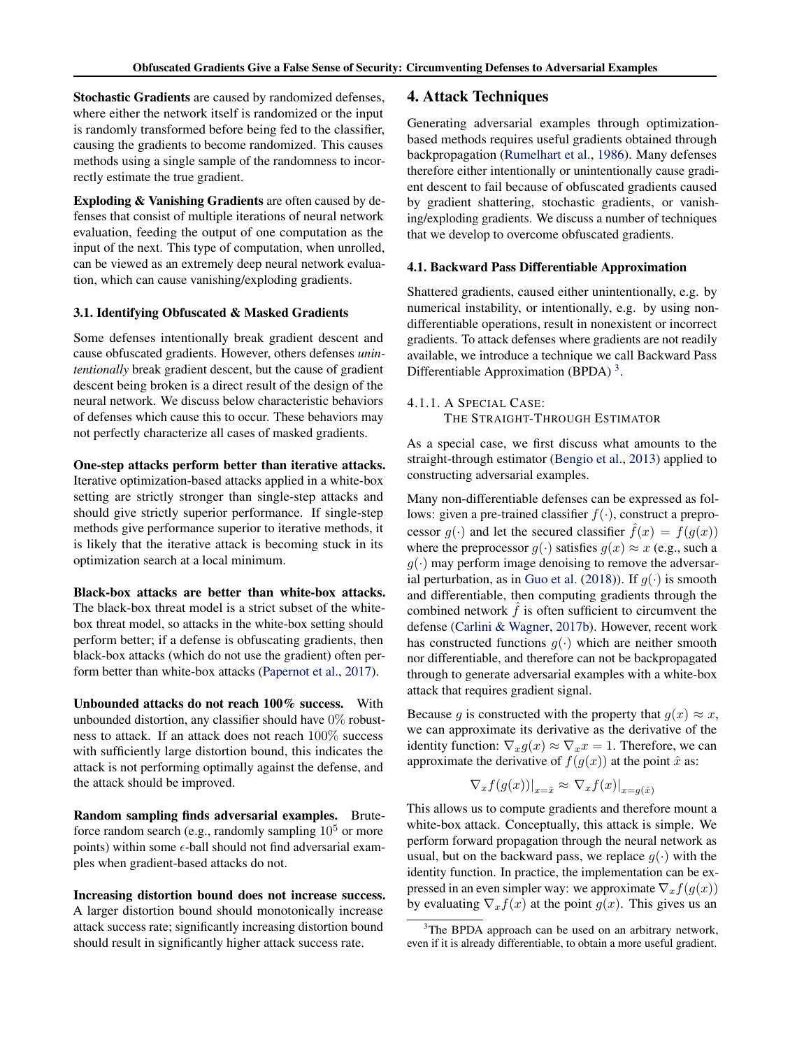**Stochastic Gradients** are caused by randomized defenses, where either the network itself is randomized or the input is randomly transformed before being fed to the classifier, causing the gradients to become randomized. This causes methods using a single sample of the randomness to incorrectly estimate the true gradient.

**Exploding & Vanishing Gradients** are often caused by defenses that consist of multiple iterations of neural network evaluation, feeding the output of one computation as the input of the next. This type of computation, when unrolled, can be viewed as an extremely deep neural network evaluation, which can cause vanishing/exploding gradients.

### 3.1. Identifying Obfuscated & Masked Gradients

Some defenses intentionally break gradient descent and cause obfuscated gradients. However, others defenses *unintentionally* break gradient descent, but the cause of gradient descent being broken is a direct result of the design of the neural network. We discuss below characteristic behaviors of defenses which cause this to occur. These behaviors may not perfectly characterize all cases of masked gradients.

**One-step attacks perform better than iterative attacks.** Iterative optimization-based attacks applied in a white-box setting are strictly stronger than single-step attacks and should give strictly superior performance. If single-step methods give performance superior to iterative methods, it is likely that the iterative attack is becoming stuck in its optimization search at a local minimum.

**Black-box attacks are better than white-box attacks.** The black-box threat model is a strict subset of the white-box threat model, so attacks in the white-box setting should perform better; if a defense is obfuscating gradients, then black-box attacks (which do not use the gradient) often perform better than white-box attacks (Papernot et al., 2017).

**Unbounded attacks do not reach 100% success.** With unbounded distortion, any classifier should have $0\%$ robustness to attack. If an attack does not reach $100\%$ success with sufficiently large distortion bound, this indicates the attack is not performing optimally against the defense, and the attack should be improved.

**Random sampling finds adversarial examples.** Brute-force random search (e.g., randomly sampling $10^5$ or more points) within some $\epsilon$-ball should not find adversarial examples when gradient-based attacks do not.

**Increasing distortion bound does not increase success.** A larger distortion bound should monotonically increase attack success rate; significantly increasing distortion bound should result in significantly higher attack success rate.

## 4. Attack Techniques

Generating adversarial examples through optimization-based methods requires useful gradients obtained through backpropagation (Rumelhart et al., 1986). Many defenses therefore either intentionally or unintentionally cause gradient descent to fail because of obfuscated gradients caused by gradient shattering, stochastic gradients, or vanishing/exploding gradients. We discuss a number of techniques that we develop to overcome obfuscated gradients.

### 4.1. Backward Pass Differentiable Approximation

Shattered gradients, caused either unintentionally, e.g. by numerical instability, or intentionally, e.g. by using non-differentiable operations, result in nonexistent or incorrect gradients. To attack defenses where gradients are not readily available, we introduce a technique we call Backward Pass Differentiable Approximation (BPDA) [3].

#### 4.1.1. A Special Case: The Straight-Through Estimator

As a special case, we first discuss what amounts to the straight-through estimator (Bengio et al., 2013) applied to constructing adversarial examples.

Many non-differentiable defenses can be expressed as follows: given a pre-trained classifier $f(\cdot)$, construct a preprocessor $g(\cdot)$ and let the secured classifier $\hat{f}(x) = f(g(x))$ where the preprocessor $g(\cdot)$ satisfies $g(x) \approx x$ (e.g., such a $g(\cdot)$ may perform image denoising to remove the adversarial perturbation, as in Guo et al. (2018)). If $g(\cdot)$ is smooth and differentiable, then computing gradients through the combined network $\hat{f}$ is often sufficient to circumvent the defense (Carlini & Wagner, 2017b). However, recent work has constructed functions $g(\cdot)$ which are neither smooth nor differentiable, and therefore can not be backpropagated through to generate adversarial examples with a white-box attack that requires gradient signal.

Because $g$ is constructed with the property that $g(x) \approx x$, we can approximate its derivative as the derivative of the identity function: $\nabla_x g(x) \approx \nabla_x x = 1$. Therefore, we can approximate the derivative of $f(g(x))$ at the point $\hat{x}$ as:

$$\nabla_x f(g(x))|_{x=\hat{x}} \approx \nabla_x f(x)|_{x=g(\hat{x})}$$

This allows us to compute gradients and therefore mount a white-box attack. Conceptually, this attack is simple. We perform forward propagation through the neural network as usual, but on the backward pass, we replace $g(\cdot)$ with the identity function. In practice, the implementation can be expressed in an even simpler way: we approximate $\nabla_x f(g(x))$ by evaluating $\nabla_x f(x)$ at the point $g(x)$. This gives us an

[3] The BPDA approach can be used on an arbitrary network, even if it is already differentiable, to obtain a more useful gradient.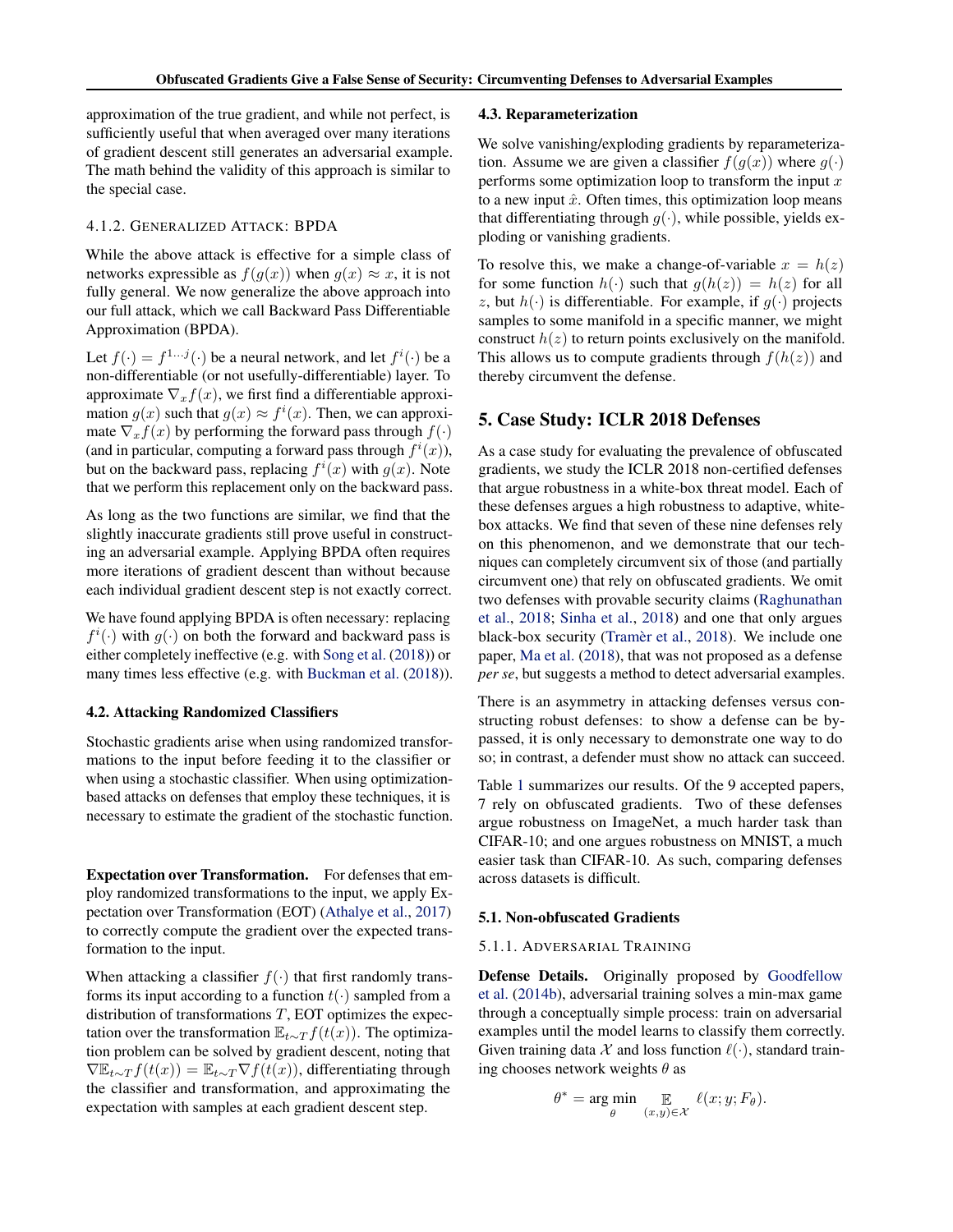approximation of the true gradient, and while not perfect, is sufficiently useful that when averaged over many iterations of gradient descent still generates an adversarial example. The math behind the validity of this approach is similar to the special case.

#### 4.1.2. Generalized Attack: BPDA

While the above attack is effective for a simple class of networks expressible as $f(g(x))$ when $g(x) \approx x$, it is not fully general. We now generalize the above approach into our full attack, which we call Backward Pass Differentiable Approximation (BPDA).

Let $f(\cdot) = f^{1 \dots j}(\cdot)$ be a neural network, and let $f^i(\cdot)$ be a non-differentiable (or not usefully-differentiable) layer. To approximate $\nabla_x f(x)$, we first find a differentiable approximation $g(x)$ such that $g(x) \approx f^i(x)$. Then, we can approximate $\nabla_x f(x)$ by performing the forward pass through $f(\cdot)$ (and in particular, computing a forward pass through $f^i(x)$), but on the backward pass, replacing $f^i(x)$ with $g(x)$. Note that we perform this replacement only on the backward pass.

As long as the two functions are similar, we find that the slightly inaccurate gradients still prove useful in constructing an adversarial example. Applying BPDA often requires more iterations of gradient descent than without because each individual gradient descent step is not exactly correct.

We have found applying BPDA is often necessary: replacing $f^i(\cdot)$ with $g(\cdot)$ on both the forward and backward pass is either completely ineffective (e.g. with Song et al. (2018)) or many times less effective (e.g. with Buckman et al. (2018)).

### 4.2. Attacking Randomized Classifiers

Stochastic gradients arise when using randomized transformations to the input before feeding it to the classifier or when using a stochastic classifier. When using optimization-based attacks on defenses that employ these techniques, it is necessary to estimate the gradient of the stochastic function.

**Expectation over Transformation.** For defenses that employ randomized transformations to the input, we apply Expectation over Transformation (EOT) (Athalye et al., 2017) to correctly compute the gradient over the expected transformation to the input.

When attacking a classifier $f(\cdot)$ that first randomly transforms its input according to a function $t(\cdot)$ sampled from a distribution of transformations $T$, EOT optimizes the expectation over the transformation $\mathbb{E}_{t \sim T} f(t(x))$. The optimization problem can be solved by gradient descent, noting that $\nabla \mathbb{E}_{t \sim T} f(t(x)) = \mathbb{E}_{t \sim T} \nabla f(t(x))$, differentiating through the classifier and transformation, and approximating the expectation with samples at each gradient descent step.

### 4.3. Reparameterization

We solve vanishing/exploding gradients by reparameterization. Assume we are given a classifier $f(g(x))$ where $g(\cdot)$ performs some optimization loop to transform the input $x$ to a new input $\hat{x}$. Often times, this optimization loop means that differentiating through $g(\cdot)$, while possible, yields exploding or vanishing gradients.

To resolve this, we make a change-of-variable $x = h(z)$ for some function $h(\cdot)$ such that $g(h(z)) = h(z)$ for all $z$, but $h(\cdot)$ is differentiable. For example, if $g(\cdot)$ projects samples to some manifold in a specific manner, we might construct $h(z)$ to return points exclusively on the manifold. This allows us to compute gradients through $f(h(z))$ and thereby circumvent the defense.

## 5. Case Study: ICLR 2018 Defenses

As a case study for evaluating the prevalence of obfuscated gradients, we study the ICLR 2018 non-certified defenses that argue robustness in a white-box threat model. Each of these defenses argues a high robustness to adaptive, white-box attacks. We find that seven of these nine defenses rely on this phenomenon, and we demonstrate that our techniques can completely circumvent six of those (and partially circumvent one) that rely on obfuscated gradients. We omit two defenses with provable security claims (Raghunathan et al., 2018; Sinha et al., 2018) and one that only argues black-box security (Tramèr et al., 2018). We include one paper, Ma et al. (2018), that was not proposed as a defense *per se*, but suggests a method to detect adversarial examples.

There is an asymmetry in attacking defenses versus constructing robust defenses: to show a defense can be bypassed, it is only necessary to demonstrate one way to do so; in contrast, a defender must show no attack can succeed.

Table 1 summarizes our results. Of the 9 accepted papers, 7 rely on obfuscated gradients. Two of these defenses argue robustness on ImageNet, a much harder task than CIFAR-10; and one argues robustness on MNIST, a much easier task than CIFAR-10. As such, comparing defenses across datasets is difficult.

### 5.1. Non-obfuscated Gradients

#### 5.1.1. Adversarial Training

**Defense Details.** Originally proposed by Goodfellow et al. (2014b), adversarial training solves a min-max game through a conceptually simple process: train on adversarial examples until the model learns to classify them correctly. Given training data $\mathcal{X}$ and loss function $\ell(\cdot)$, standard training chooses network weights $\theta$ as

$$\theta^* = \arg\min_{\theta} \mathop{\mathbb{E}}_{(x,y)\in\mathcal{X}} \ell(x; y; F_\theta).$$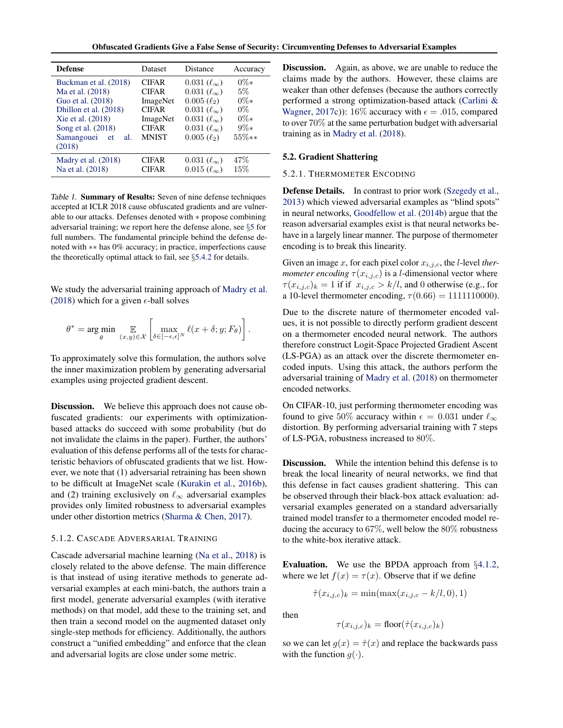| Defense | Dataset | Distance | Accuracy |
|---|---|---|---|
| Buckman et al. (2018) | CIFAR | $0.031$ ($\ell_\infty$) | $0\%$* |
| Ma et al. (2018) | CIFAR | $0.031$ ($\ell_\infty$) | $5\%$ |
| Guo et al. (2018) | ImageNet | $0.005$ ($\ell_2$) | $0\%$* |
| Dhillon et al. (2018) | CIFAR | $0.031$ ($\ell_\infty$) | $0\%$ |
| Xie et al. (2018) | ImageNet | $0.031$ ($\ell_\infty$) | $0\%$* |
| Song et al. (2018) | CIFAR | $0.031$ ($\ell_\infty$) | $9\%$* |
| Samangouei et al. (2018) | MNIST | $0.005$ ($\ell_2$) | $55\%$** |
| Madry et al. (2018) | CIFAR | $0.031$ ($\ell_\infty$) | $47\%$ |
| Na et al. (2018) | CIFAR | $0.015$ ($\ell_\infty$) | $15\%$ |

Table 1. **Summary of Results:** Seven of nine defense techniques accepted at ICLR 2018 cause obfuscated gradients and are vulnerable to our attacks. Defenses denoted with $*$ propose combining adversarial training; we report here the defense alone, see §5 for full numbers. The fundamental principle behind the defense denoted with $**$ has 0% accuracy; in practice, imperfections cause the theoretically optimal attack to fail, see §5.4.2 for details.

We study the adversarial training approach of Madry et al. (2018) which for a given $\epsilon$-ball solves

$$\theta^* = \arg\min_{\theta} \mathop{\mathbb{E}}_{(x,y)\in\mathcal{X}} \left[ \max_{\delta\in[-\epsilon,\epsilon]^N} \ell(x+\delta; y; F_\theta) \right].$$

To approximately solve this formulation, the authors solve the inner maximization problem by generating adversarial examples using projected gradient descent.

**Discussion.** We believe this approach does not cause obfuscated gradients: our experiments with optimization-based attacks do succeed with some probability (but do not invalidate the claims in the paper). Further, the authors' evaluation of this defense performs all of the tests for characteristic behaviors of obfuscated gradients that we list. However, we note that (1) adversarial retraining has been shown to be difficult at ImageNet scale (Kurakin et al., 2016b), and (2) training exclusively on $\ell_\infty$ adversarial examples provides only limited robustness to adversarial examples under other distortion metrics (Sharma & Chen, 2017).

#### 5.1.2. Cascade Adversarial Training

Cascade adversarial machine learning (Na et al., 2018) is closely related to the above defense. The main difference is that instead of using iterative methods to generate adversarial examples at each mini-batch, the authors train a first model, generate adversarial examples (with iterative methods) on that model, add these to the training set, and then train a second model on the augmented dataset only single-step methods for efficiency. Additionally, the authors construct a "unified embedding" and enforce that the clean and adversarial logits are close under some metric.

**Discussion.** Again, as above, we are unable to reduce the claims made by the authors. However, these claims are weaker than other defenses (because the authors correctly performed a strong optimization-based attack (Carlini & Wagner, 2017c)): $16\%$ accuracy with $\epsilon = .015$, compared to over $70\%$ at the same perturbation budget with adversarial training as in Madry et al. (2018).

### 5.2. Gradient Shattering

#### 5.2.1. Thermometer Encoding

**Defense Details.** In contrast to prior work (Szegedy et al., 2013) which viewed adversarial examples as "blind spots" in neural networks, Goodfellow et al. (2014b) argue that the reason adversarial examples exist is that neural networks behave in a largely linear manner. The purpose of thermometer encoding is to break this linearity.

Given an image $x$, for each pixel color $x_{i,j,c}$, the $l$-level *thermometer encoding* $\tau(x_{i,j,c})$ is a $l$-dimensional vector where $\tau(x_{i,j,c})_k = 1$ if if $x_{i,j,c} > k/l$, and 0 otherwise (e.g., for a 10-level thermometer encoding, $\tau(0.66) = 1111110000$).

Due to the discrete nature of thermometer encoded values, it is not possible to directly perform gradient descent on a thermometer encoded neural network. The authors therefore construct Logit-Space Projected Gradient Ascent (LS-PGA) as an attack over the discrete thermometer encoded inputs. Using this attack, the authors perform the adversarial training of Madry et al. (2018) on thermometer encoded networks.

On CIFAR-10, just performing thermometer encoding was found to give $50\%$ accuracy within $\epsilon = 0.031$ under $\ell_\infty$ distortion. By performing adversarial training with 7 steps of LS-PGA, robustness increased to $80\%$.

**Discussion.** While the intention behind this defense is to break the local linearity of neural networks, we find that this defense in fact causes gradient shattering. This can be observed through their black-box attack evaluation: adversarial examples generated on a standard adversarially trained model transfer to a thermometer encoded model reducing the accuracy to $67\%$, well below the $80\%$ robustness to the white-box iterative attack.

**Evaluation.** We use the BPDA approach from §4.1.2, where we let $f(x) = \tau(x)$. Observe that if we define

$$\hat{\tau}(x_{i,j,c})_k = \min(\max(x_{i,j,c} - k/l, 0), 1)$$

then

$$\tau(x_{i,j,c})_k = \text{floor}(\hat{\tau}(x_{i,j,c})_k)$$

so we can let $g(x) = \hat{\tau}(x)$ and replace the backwards pass with the function $g(\cdot)$.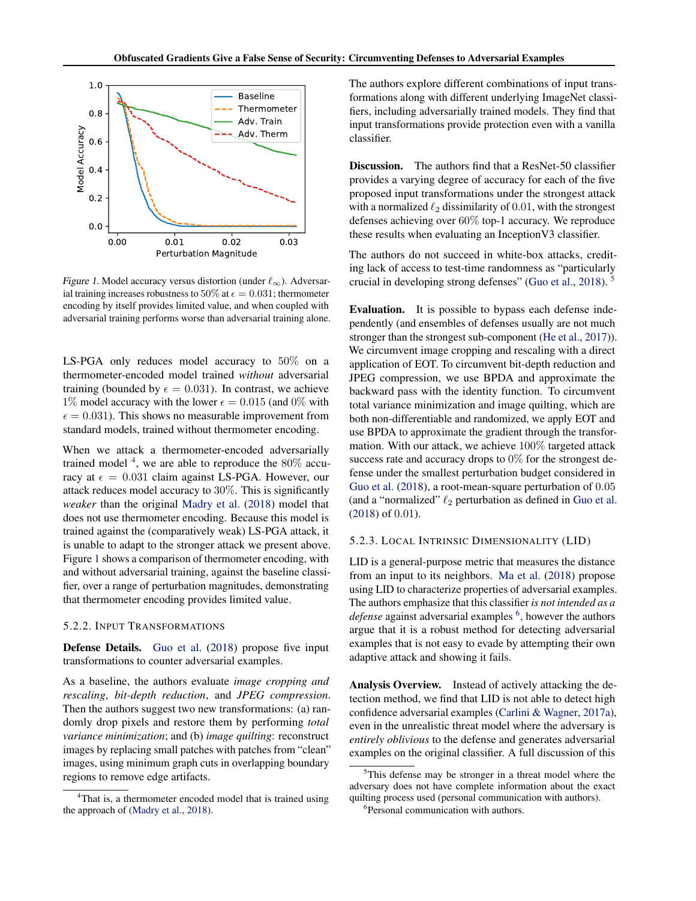Figure 1. Model accuracy versus distortion (under $\ell_\infty$). Adversarial training increases robustness to 50% at $\epsilon = 0.031$; thermometer encoding by itself provides limited value, and when coupled with adversarial training performs worse than adversarial training alone.

LS-PGA only reduces model accuracy to 50% on a thermometer-encoded model trained *without* adversarial training (bounded by $\epsilon = 0.031$). In contrast, we achieve 1% model accuracy with the lower $\epsilon = 0.015$ (and 0% with $\epsilon = 0.031$). This shows no measurable improvement from standard models, trained without thermometer encoding.

When we attack a thermometer-encoded adversarially trained model [4], we are able to reproduce the 80% accuracy at $\epsilon = 0.031$ claim against LS-PGA. However, our attack reduces model accuracy to 30%. This is significantly *weaker* than the original Madry et al. (2018) model that does not use thermometer encoding. Because this model is trained against the (comparatively weak) LS-PGA attack, it is unable to adapt to the stronger attack we present above. Figure 1 shows a comparison of thermometer encoding, with and without adversarial training, against the baseline classifier, over a range of perturbation magnitudes, demonstrating that thermometer encoding provides limited value.

### 5.2.2. Input Transformations

**Defense Details.** Guo et al. (2018) propose five input transformations to counter adversarial examples.

As a baseline, the authors evaluate *image cropping and rescaling*, *bit-depth reduction*, and *JPEG compression*. Then the authors suggest two new transformations: (a) randomly drop pixels and restore them by performing *total variance minimization*; and (b) *image quilting*: reconstruct images by replacing small patches with patches from "clean" images, using minimum graph cuts in overlapping boundary regions to remove edge artifacts.

The authors explore different combinations of input transformations along with different underlying ImageNet classifiers, including adversarially trained models. They find that input transformations provide protection even with a vanilla classifier.

**Discussion.** The authors find that a ResNet-50 classifier provides a varying degree of accuracy for each of the five proposed input transformations under the strongest attack with a normalized $\ell_2$ dissimilarity of 0.01, with the strongest defenses achieving over 60% top-1 accuracy. We reproduce these results when evaluating an InceptionV3 classifier.

The authors do not succeed in white-box attacks, crediting lack of access to test-time randomness as "particularly crucial in developing strong defenses" (Guo et al., 2018). [5]

**Evaluation.** It is possible to bypass each defense independently (and ensembles of defenses usually are not much stronger than the strongest sub-component (He et al., 2017)). We circumvent image cropping and rescaling with a direct application of EOT. To circumvent bit-depth reduction and JPEG compression, we use BPDA and approximate the backward pass with the identity function. To circumvent total variance minimization and image quilting, which are both non-differentiable and randomized, we apply EOT and use BPDA to approximate the gradient through the transformation. With our attack, we achieve 100% targeted attack success rate and accuracy drops to 0% for the strongest defense under the smallest perturbation budget considered in Guo et al. (2018), a root-mean-square perturbation of 0.05 (and a "normalized" $\ell_2$ perturbation as defined in Guo et al. (2018) of 0.01).

### 5.2.3. Local Intrinsic Dimensionality (LID)

LID is a general-purpose metric that measures the distance from an input to its neighbors. Ma et al. (2018) propose using LID to characterize properties of adversarial examples. The authors emphasize that this classifier *is not intended as a defense* against adversarial examples [6], however the authors argue that it is a robust method for detecting adversarial examples that is not easy to evade by attempting their own adaptive attack and showing it fails.

**Analysis Overview.** Instead of actively attacking the detection method, we find that LID is not able to detect high confidence adversarial examples (Carlini & Wagner, 2017a), even in the unrealistic threat model where the adversary is *entirely oblivious* to the defense and generates adversarial examples on the original classifier. A full discussion of this

[4] That is, a thermometer encoded model that is trained using the approach of (Madry et al., 2018).

[5] This defense may be stronger in a threat model where the adversary does not have complete information about the exact quilting process used (personal communication with authors).

[6] Personal communication with authors.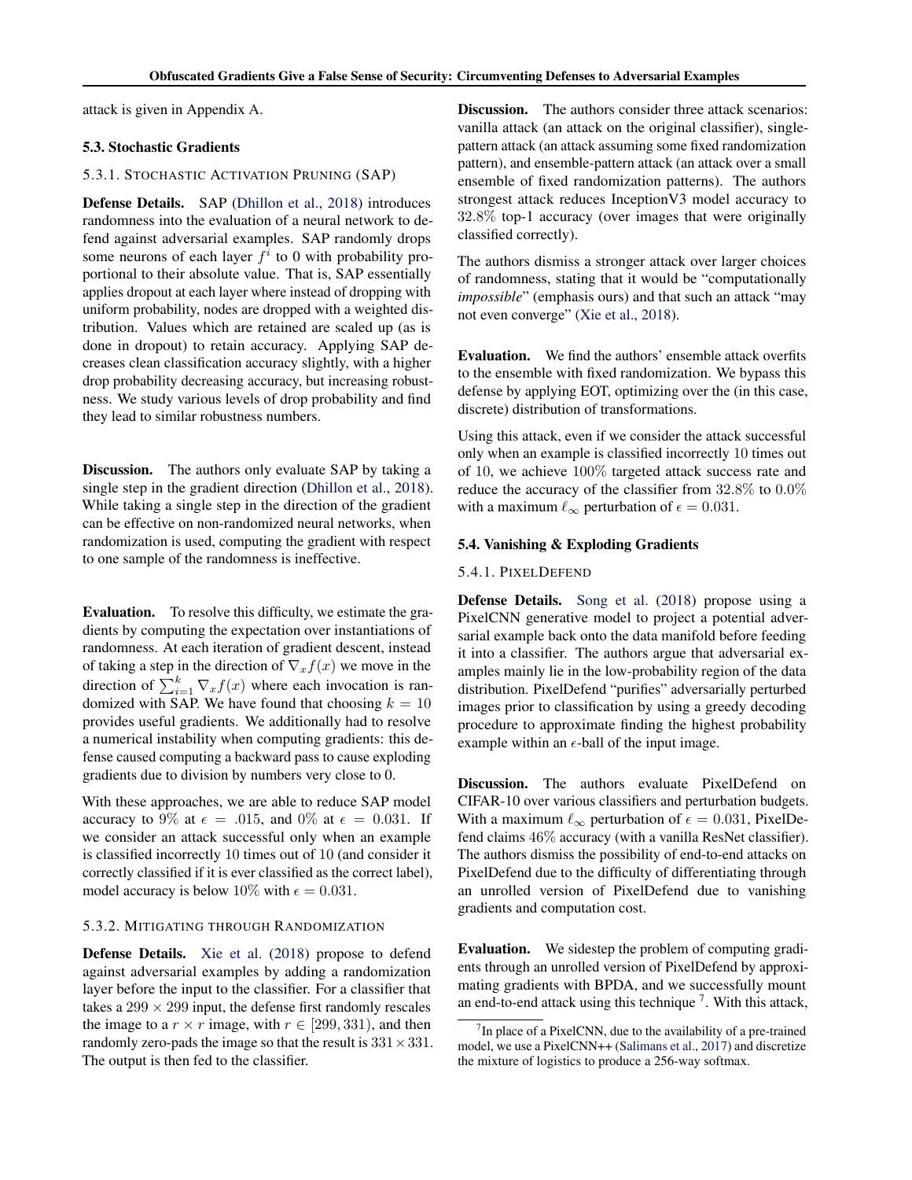attack is given in Appendix A.

### 5.3. Stochastic Gradients

#### 5.3.1. Stochastic Activation Pruning (SAP)

**Defense Details.** SAP (Dhillon et al., 2018) introduces randomness into the evaluation of a neural network to defend against adversarial examples. SAP randomly drops some neurons of each layer $f^i$ to 0 with probability proportional to their absolute value. That is, SAP essentially applies dropout at each layer where instead of dropping with uniform probability, nodes are dropped with a weighted distribution. Values which are retained are scaled up (as is done in dropout) to retain accuracy. Applying SAP decreases clean classification accuracy slightly, with a higher drop probability decreasing accuracy, but increasing robustness. We study various levels of drop probability and find they lead to similar robustness numbers.

**Discussion.** The authors only evaluate SAP by taking a single step in the gradient direction (Dhillon et al., 2018). While taking a single step in the direction of the gradient can be effective on non-randomized neural networks, when randomization is used, computing the gradient with respect to one sample of the randomness is ineffective.

**Evaluation.** To resolve this difficulty, we estimate the gradients by computing the expectation over instantiations of randomness. At each iteration of gradient descent, instead of taking a step in the direction of $\nabla_x f(x)$ we move in the direction of $\sum_{i=1}^{k} \nabla_x f(x)$ where each invocation is randomized with SAP. We have found that choosing $k = 10$ provides useful gradients. We additionally had to resolve a numerical instability when computing gradients: this defense caused computing a backward pass to cause exploding gradients due to division by numbers very close to 0.

With these approaches, we are able to reduce SAP model accuracy to 9% at $\epsilon = .015$, and 0% at $\epsilon = 0.031$. If we consider an attack successful only when an example is classified incorrectly 10 times out of 10 (and consider it correctly classified if it is ever classified as the correct label), model accuracy is below 10% with $\epsilon = 0.031$.

#### 5.3.2. Mitigating through Randomization

**Defense Details.** Xie et al. (2018) propose to defend against adversarial examples by adding a randomization layer before the input to the classifier. For a classifier that takes a $299 \times 299$ input, the defense first randomly rescales the image to a $r \times r$ image, with $r \in [299, 331)$, and then randomly zero-pads the image so that the result is $331 \times 331$. The output is then fed to the classifier.

**Discussion.** The authors consider three attack scenarios: vanilla attack (an attack on the original classifier), single-pattern attack (an attack assuming some fixed randomization pattern), and ensemble-pattern attack (an attack over a small ensemble of fixed randomization patterns). The authors strongest attack reduces InceptionV3 model accuracy to 32.8% top-1 accuracy (over images that were originally classified correctly).

The authors dismiss a stronger attack over larger choices of randomness, stating that it would be "computationally *impossible*" (emphasis ours) and that such an attack "may not even converge" (Xie et al., 2018).

**Evaluation.** We find the authors' ensemble attack overfits to the ensemble with fixed randomization. We bypass this defense by applying EOT, optimizing over the (in this case, discrete) distribution of transformations.

Using this attack, even if we consider the attack successful only when an example is classified incorrectly 10 times out of 10, we achieve 100% targeted attack success rate and reduce the accuracy of the classifier from 32.8% to 0.0% with a maximum $\ell_\infty$ perturbation of $\epsilon = 0.031$.

### 5.4. Vanishing & Exploding Gradients

#### 5.4.1. PixelDefend

**Defense Details.** Song et al. (2018) propose using a PixelCNN generative model to project a potential adversarial example back onto the data manifold before feeding it into a classifier. The authors argue that adversarial examples mainly lie in the low-probability region of the data distribution. PixelDefend "purifies" adversarially perturbed images prior to classification by using a greedy decoding procedure to approximate finding the highest probability example within an $\epsilon$-ball of the input image.

**Discussion.** The authors evaluate PixelDefend on CIFAR-10 over various classifiers and perturbation budgets. With a maximum $\ell_\infty$ perturbation of $\epsilon = 0.031$, PixelDefend claims 46% accuracy (with a vanilla ResNet classifier). The authors dismiss the possibility of end-to-end attacks on PixelDefend due to the difficulty of differentiating through an unrolled version of PixelDefend due to vanishing gradients and computation cost.

**Evaluation.** We sidestep the problem of computing gradients through an unrolled version of PixelDefend by approximating gradients with BPDA, and we successfully mount an end-to-end attack using this technique [7]. With this attack,

[7] In place of a PixelCNN, due to the availability of a pre-trained model, we use a PixelCNN++ (Salimans et al., 2017) and discretize the mixture of logistics to produce a 256-way softmax.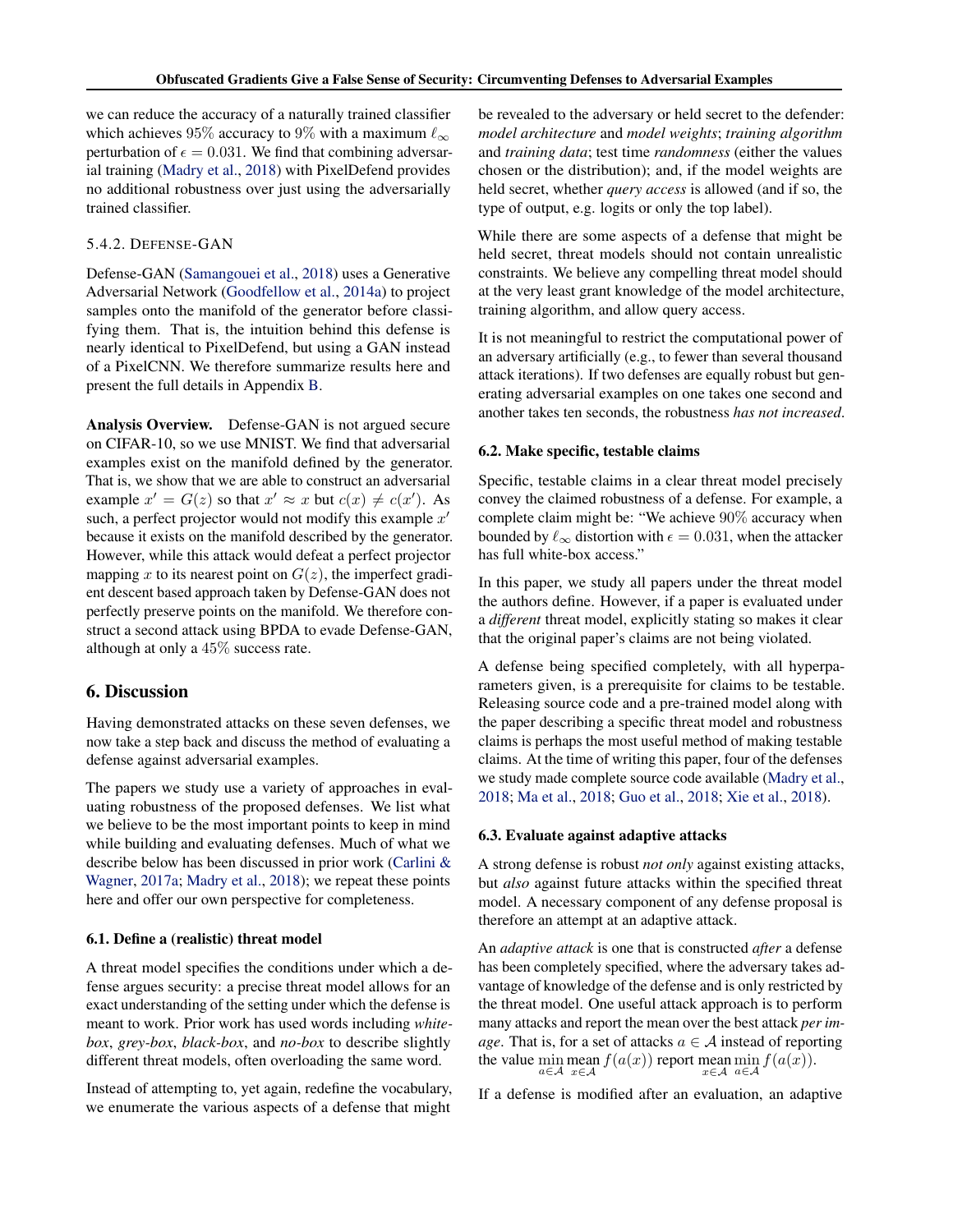we can reduce the accuracy of a naturally trained classifier which achieves 95% accuracy to 9% with a maximum $\ell_\infty$ perturbation of $\epsilon = 0.031$. We find that combining adversarial training (Madry et al., 2018) with PixelDefend provides no additional robustness over just using the adversarially trained classifier.

#### 5.4.2. Defense-GAN

Defense-GAN (Samangouei et al., 2018) uses a Generative Adversarial Network (Goodfellow et al., 2014a) to project samples onto the manifold of the generator before classifying them. That is, the intuition behind this defense is nearly identical to PixelDefend, but using a GAN instead of a PixelCNN. We therefore summarize results here and present the full details in Appendix B.

**Analysis Overview.** Defense-GAN is not argued secure on CIFAR-10, so we use MNIST. We find that adversarial examples exist on the manifold defined by the generator. That is, we show that we are able to construct an adversarial example $x' = G(z)$ so that $x' \approx x$ but $c(x) \neq c(x')$. As such, a perfect projector would not modify this example $x'$ because it exists on the manifold described by the generator. However, while this attack would defeat a perfect projector mapping $x$ to its nearest point on $G(z)$, the imperfect gradient descent based approach taken by Defense-GAN does not perfectly preserve points on the manifold. We therefore construct a second attack using BPDA to evade Defense-GAN, although at only a 45% success rate.

## 6. Discussion

Having demonstrated attacks on these seven defenses, we now take a step back and discuss the method of evaluating a defense against adversarial examples.

The papers we study use a variety of approaches in evaluating robustness of the proposed defenses. We list what we believe to be the most important points to keep in mind while building and evaluating defenses. Much of what we describe below has been discussed in prior work (Carlini & Wagner, 2017a; Madry et al., 2018); we repeat these points here and offer our own perspective for completeness.

### 6.1. Define a (realistic) threat model

A threat model specifies the conditions under which a defense argues security: a precise threat model allows for an exact understanding of the setting under which the defense is meant to work. Prior work has used words including *white-box*, *grey-box*, *black-box*, and *no-box* to describe slightly different threat models, often overloading the same word.

Instead of attempting to, yet again, redefine the vocabulary, we enumerate the various aspects of a defense that might be revealed to the adversary or held secret to the defender: *model architecture* and *model weights*; *training algorithm* and *training data*; test time *randomness* (either the values chosen or the distribution); and, if the model weights are held secret, whether *query access* is allowed (and if so, the type of output, e.g. logits or only the top label).

While there are some aspects of a defense that might be held secret, threat models should not contain unrealistic constraints. We believe any compelling threat model should at the very least grant knowledge of the model architecture, training algorithm, and allow query access.

It is not meaningful to restrict the computational power of an adversary artificially (e.g., to fewer than several thousand attack iterations). If two defenses are equally robust but generating adversarial examples on one takes one second and another takes ten seconds, the robustness *has not increased*.

### 6.2. Make specific, testable claims

Specific, testable claims in a clear threat model precisely convey the claimed robustness of a defense. For example, a complete claim might be: "We achieve 90% accuracy when bounded by $\ell_\infty$ distortion with $\epsilon = 0.031$, when the attacker has full white-box access."

In this paper, we study all papers under the threat model the authors define. However, if a paper is evaluated under a *different* threat model, explicitly stating so makes it clear that the original paper's claims are not being violated.

A defense being specified completely, with all hyperparameters given, is a prerequisite for claims to be testable. Releasing source code and a pre-trained model along with the paper describing a specific threat model and robustness claims is perhaps the most useful method of making testable claims. At the time of writing this paper, four of the defenses we study made complete source code available (Madry et al., 2018; Ma et al., 2018; Guo et al., 2018; Xie et al., 2018).

### 6.3. Evaluate against adaptive attacks

A strong defense is robust *not only* against existing attacks, but *also* against future attacks within the specified threat model. A necessary component of any defense proposal is therefore an attempt at an adaptive attack.

An *adaptive attack* is one that is constructed *after* a defense has been completely specified, where the adversary takes advantage of knowledge of the defense and is only restricted by the threat model. One useful attack approach is to perform many attacks and report the mean over the best attack *per image*. That is, for a set of attacks $a \in \mathcal{A}$ instead of reporting the value $\min_{a \in \mathcal{A}} \operatorname{mean}_{x \in \mathcal{A}} f(a(x))$ report $\operatorname{mean}_{x \in \mathcal{A}} \min_{a \in \mathcal{A}} f(a(x))$.

If a defense is modified after an evaluation, an adaptive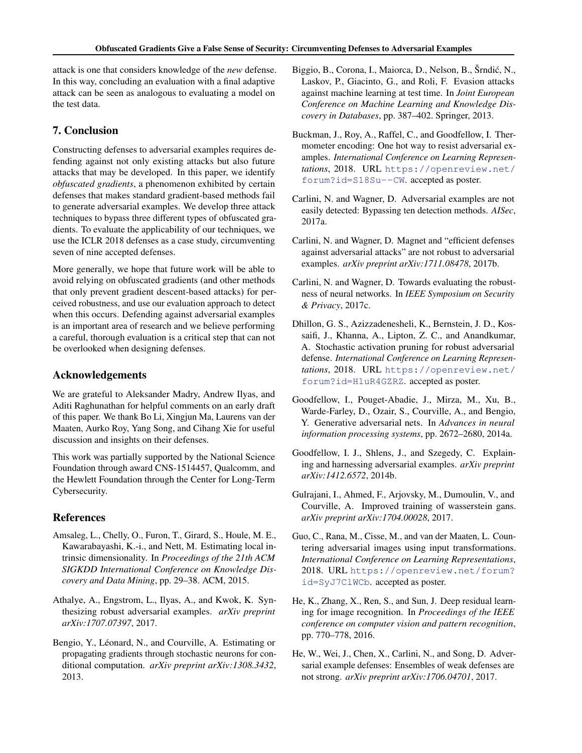attack is one that considers knowledge of the *new* defense. In this way, concluding an evaluation with a final adaptive attack can be seen as analogous to evaluating a model on the test data.

## 7. Conclusion

Constructing defenses to adversarial examples requires defending against not only existing attacks but also future attacks that may be developed. In this paper, we identify *obfuscated gradients*, a phenomenon exhibited by certain defenses that makes standard gradient-based methods fail to generate adversarial examples. We develop three attack techniques to bypass three different types of obfuscated gradients. To evaluate the applicability of our techniques, we use the ICLR 2018 defenses as a case study, circumventing seven of nine accepted defenses.

More generally, we hope that future work will be able to avoid relying on obfuscated gradients (and other methods that only prevent gradient descent-based attacks) for perceived robustness, and use our evaluation approach to detect when this occurs. Defending against adversarial examples is an important area of research and we believe performing a careful, thorough evaluation is a critical step that can not be overlooked when designing defenses.

## Acknowledgements

We are grateful to Aleksander Madry, Andrew Ilyas, and Aditi Raghunathan for helpful comments on an early draft of this paper. We thank Bo Li, Xingjun Ma, Laurens van der Maaten, Aurko Roy, Yang Song, and Cihang Xie for useful discussion and insights on their defenses.

This work was partially supported by the National Science Foundation through award CNS-1514457, Qualcomm, and the Hewlett Foundation through the Center for Long-Term Cybersecurity.

## References

Amsaleg, L., Chelly, O., Furon, T., Girard, S., Houle, M. E., Kawarabayashi, K.-i., and Nett, M. Estimating local intrinsic dimensionality. In *Proceedings of the 21th ACM SIGKDD International Conference on Knowledge Discovery and Data Mining*, pp. 29–38. ACM, 2015.

Athalye, A., Engstrom, L., Ilyas, A., and Kwok, K. Synthesizing robust adversarial examples. *arXiv preprint arXiv:1707.07397*, 2017.

Bengio, Y., Léonard, N., and Courville, A. Estimating or propagating gradients through stochastic neurons for conditional computation. *arXiv preprint arXiv:1308.3432*, 2013.

Biggio, B., Corona, I., Maiorca, D., Nelson, B., Šrndić, N., Laskov, P., Giacinto, G., and Roli, F. Evasion attacks against machine learning at test time. In *Joint European Conference on Machine Learning and Knowledge Discovery in Databases*, pp. 387–402. Springer, 2013.

Buckman, J., Roy, A., Raffel, C., and Goodfellow, I. Thermometer encoding: One hot way to resist adversarial examples. *International Conference on Learning Representations*, 2018. URL https://openreview.net/forum?id=S18Su--CW. accepted as poster.

Carlini, N. and Wagner, D. Adversarial examples are not easily detected: Bypassing ten detection methods. *AISec*, 2017a.

Carlini, N. and Wagner, D. Magnet and "efficient defenses against adversarial attacks" are not robust to adversarial examples. *arXiv preprint arXiv:1711.08478*, 2017b.

Carlini, N. and Wagner, D. Towards evaluating the robustness of neural networks. In *IEEE Symposium on Security & Privacy*, 2017c.

Dhillon, G. S., Azizzadenesheli, K., Bernstein, J. D., Kossaifi, J., Khanna, A., Lipton, Z. C., and Anandkumar, A. Stochastic activation pruning for robust adversarial defense. *International Conference on Learning Representations*, 2018. URL https://openreview.net/forum?id=H1uR4GZRZ. accepted as poster.

Goodfellow, I., Pouget-Abadie, J., Mirza, M., Xu, B., Warde-Farley, D., Ozair, S., Courville, A., and Bengio, Y. Generative adversarial nets. In *Advances in neural information processing systems*, pp. 2672–2680, 2014a.

Goodfellow, I. J., Shlens, J., and Szegedy, C. Explaining and harnessing adversarial examples. *arXiv preprint arXiv:1412.6572*, 2014b.

Gulrajani, I., Ahmed, F., Arjovsky, M., Dumoulin, V., and Courville, A. Improved training of wasserstein gans. *arXiv preprint arXiv:1704.00028*, 2017.

Guo, C., Rana, M., Cisse, M., and van der Maaten, L. Countering adversarial images using input transformations. *International Conference on Learning Representations*, 2018. URL https://openreview.net/forum?id=SyJ7ClWCb. accepted as poster.

He, K., Zhang, X., Ren, S., and Sun, J. Deep residual learning for image recognition. In *Proceedings of the IEEE conference on computer vision and pattern recognition*, pp. 770–778, 2016.

He, W., Wei, J., Chen, X., Carlini, N., and Song, D. Adversarial example defenses: Ensembles of weak defenses are not strong. *arXiv preprint arXiv:1706.04701*, 2017.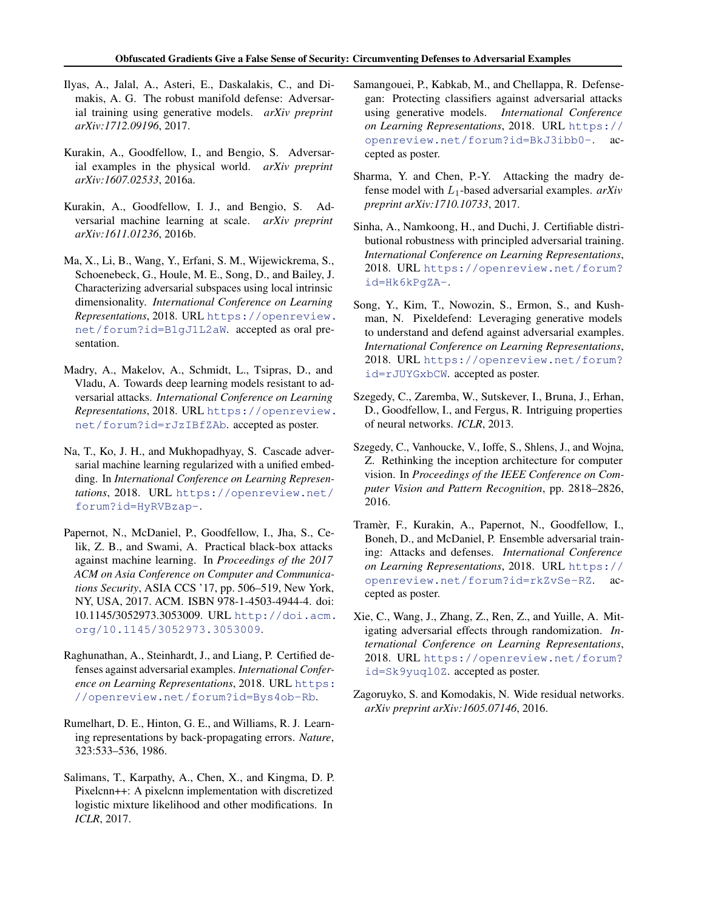Ilyas, A., Jalal, A., Asteri, E., Daskalakis, C., and Dimakis, A. G. The robust manifold defense: Adversarial training using generative models. *arXiv preprint arXiv:1712.09196*, 2017.

Kurakin, A., Goodfellow, I., and Bengio, S. Adversarial examples in the physical world. *arXiv preprint arXiv:1607.02533*, 2016a.

Kurakin, A., Goodfellow, I. J., and Bengio, S. Adversarial machine learning at scale. *arXiv preprint arXiv:1611.01236*, 2016b.

Ma, X., Li, B., Wang, Y., Erfani, S. M., Wijewickrema, S., Schoenebeck, G., Houle, M. E., Song, D., and Bailey, J. Characterizing adversarial subspaces using local intrinsic dimensionality. *International Conference on Learning Representations*, 2018. URL https://openreview.net/forum?id=B1gJ1L2aW. accepted as oral presentation.

Madry, A., Makelov, A., Schmidt, L., Tsipras, D., and Vladu, A. Towards deep learning models resistant to adversarial attacks. *International Conference on Learning Representations*, 2018. URL https://openreview.net/forum?id=rJzIBfZAb. accepted as poster.

Na, T., Ko, J. H., and Mukhopadhyay, S. Cascade adversarial machine learning regularized with a unified embedding. In *International Conference on Learning Representations*, 2018. URL https://openreview.net/forum?id=HyRVBzap-.

Papernot, N., McDaniel, P., Goodfellow, I., Jha, S., Celik, Z. B., and Swami, A. Practical black-box attacks against machine learning. In *Proceedings of the 2017 ACM on Asia Conference on Computer and Communications Security*, ASIA CCS '17, pp. 506–519, New York, NY, USA, 2017. ACM. ISBN 978-1-4503-4944-4. doi: 10.1145/3052973.3053009. URL http://doi.acm.org/10.1145/3052973.3053009.

Raghunathan, A., Steinhardt, J., and Liang, P. Certified defenses against adversarial examples. *International Conference on Learning Representations*, 2018. URL https://openreview.net/forum?id=Bys4ob-Rb.

Rumelhart, D. E., Hinton, G. E., and Williams, R. J. Learning representations by back-propagating errors. *Nature*, 323:533–536, 1986.

Salimans, T., Karpathy, A., Chen, X., and Kingma, D. P. Pixelcnn++: A pixelcnn implementation with discretized logistic mixture likelihood and other modifications. In *ICLR*, 2017.

Samangouei, P., Kabkab, M., and Chellappa, R. Defense-gan: Protecting classifiers against adversarial attacks using generative models. *International Conference on Learning Representations*, 2018. URL https://openreview.net/forum?id=BkJ3ibb0-. accepted as poster.

Sharma, Y. and Chen, P.-Y. Attacking the madry defense model with $L_1$-based adversarial examples. *arXiv preprint arXiv:1710.10733*, 2017.

Sinha, A., Namkoong, H., and Duchi, J. Certifiable distributional robustness with principled adversarial training. *International Conference on Learning Representations*, 2018. URL https://openreview.net/forum?id=Hk6kPgZA-.

Song, Y., Kim, T., Nowozin, S., Ermon, S., and Kushman, N. Pixeldefend: Leveraging generative models to understand and defend against adversarial examples. *International Conference on Learning Representations*, 2018. URL https://openreview.net/forum?id=rJUYGxbCW. accepted as poster.

Szegedy, C., Zaremba, W., Sutskever, I., Bruna, J., Erhan, D., Goodfellow, I., and Fergus, R. Intriguing properties of neural networks. *ICLR*, 2013.

Szegedy, C., Vanhoucke, V., Ioffe, S., Shlens, J., and Wojna, Z. Rethinking the inception architecture for computer vision. In *Proceedings of the IEEE Conference on Computer Vision and Pattern Recognition*, pp. 2818–2826, 2016.

Tramèr, F., Kurakin, A., Papernot, N., Goodfellow, I., Boneh, D., and McDaniel, P. Ensemble adversarial training: Attacks and defenses. *International Conference on Learning Representations*, 2018. URL https://openreview.net/forum?id=rkZvSe-RZ. accepted as poster.

Xie, C., Wang, J., Zhang, Z., Ren, Z., and Yuille, A. Mitigating adversarial effects through randomization. *International Conference on Learning Representations*, 2018. URL https://openreview.net/forum?id=Sk9yuql0Z. accepted as poster.

Zagoruyko, S. and Komodakis, N. Wide residual networks. *arXiv preprint arXiv:1605.07146*, 2016.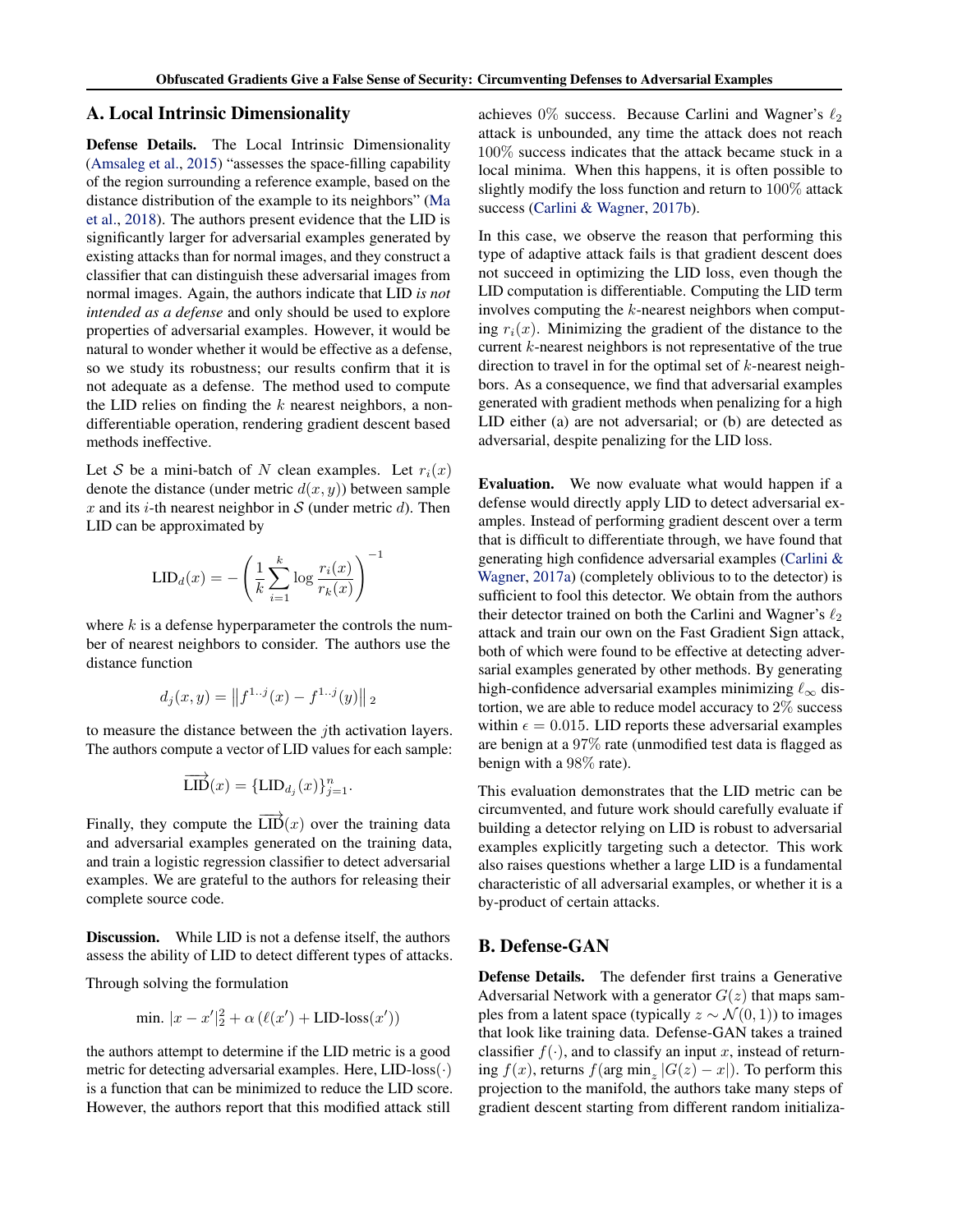## A. Local Intrinsic Dimensionality

**Defense Details.** The Local Intrinsic Dimensionality (Amsaleg et al., 2015) "assesses the space-filling capability of the region surrounding a reference example, based on the distance distribution of the example to its neighbors" (Ma et al., 2018). The authors present evidence that the LID is significantly larger for adversarial examples generated by existing attacks than for normal images, and they construct a classifier that can distinguish these adversarial images from normal images. Again, the authors indicate that LID *is not intended as a defense* and only should be used to explore properties of adversarial examples. However, it would be natural to wonder whether it would be effective as a defense, so we study its robustness; our results confirm that it is not adequate as a defense. The method used to compute the LID relies on finding the $k$ nearest neighbors, a non-differentiable operation, rendering gradient descent based methods ineffective.

Let $\mathcal{S}$ be a mini-batch of $N$ clean examples. Let $r_i(x)$ denote the distance (under metric $d(x, y)$) between sample $x$ and its $i$-th nearest neighbor in $\mathcal{S}$ (under metric $d$). Then LID can be approximated by

$$\text{LID}_d(x) = -\left(\frac{1}{k}\sum_{i=1}^{k} \log \frac{r_i(x)}{r_k(x)}\right)^{-1}$$

where $k$ is a defense hyperparameter the controls the number of nearest neighbors to consider. The authors use the distance function

$$d_j(x, y) = \left\| f^{1..j}(x) - f^{1..j}(y) \right\|_2$$

to measure the distance between the $j$th activation layers. The authors compute a vector of LID values for each sample:

$$\overrightarrow{\text{LID}}(x) = \{\text{LID}_{d_j}(x)\}_{j=1}^{n}.$$

Finally, they compute the $\overrightarrow{\text{LID}}(x)$ over the training data and adversarial examples generated on the training data, and train a logistic regression classifier to detect adversarial examples. We are grateful to the authors for releasing their complete source code.

**Discussion.** While LID is not a defense itself, the authors assess the ability of LID to detect different types of attacks.

Through solving the formulation

$$\text{min. } |x - x'|_2^2 + \alpha \left(\ell(x') + \text{LID-loss}(x')\right)$$

the authors attempt to determine if the LID metric is a good metric for detecting adversarial examples. Here, $\text{LID-loss}(\cdot)$ is a function that can be minimized to reduce the LID score. However, the authors report that this modified attack still achieves $0\%$ success. Because Carlini and Wagner's $\ell_2$ attack is unbounded, any time the attack does not reach $100\%$ success indicates that the attack became stuck in a local minima. When this happens, it is often possible to slightly modify the loss function and return to $100\%$ attack success (Carlini & Wagner, 2017b).

In this case, we observe the reason that performing this type of adaptive attack fails is that gradient descent does not succeed in optimizing the LID loss, even though the LID computation is differentiable. Computing the LID term involves computing the $k$-nearest neighbors when computing $r_i(x)$. Minimizing the gradient of the distance to the current $k$-nearest neighbors is not representative of the true direction to travel in for the optimal set of $k$-nearest neighbors. As a consequence, we find that adversarial examples generated with gradient methods when penalizing for a high LID either (a) are not adversarial; or (b) are detected as adversarial, despite penalizing for the LID loss.

**Evaluation.** We now evaluate what would happen if a defense would directly apply LID to detect adversarial examples. Instead of performing gradient descent over a term that is difficult to differentiate through, we have found that generating high confidence adversarial examples (Carlini & Wagner, 2017a) (completely oblivious to to the detector) is sufficient to fool this detector. We obtain from the authors their detector trained on both the Carlini and Wagner's $\ell_2$ attack and train our own on the Fast Gradient Sign attack, both of which were found to be effective at detecting adversarial examples generated by other methods. By generating high-confidence adversarial examples minimizing $\ell_\infty$ distortion, we are able to reduce model accuracy to $2\%$ success within $\epsilon = 0.015$. LID reports these adversarial examples are benign at a $97\%$ rate (unmodified test data is flagged as benign with a $98\%$ rate).

This evaluation demonstrates that the LID metric can be circumvented, and future work should carefully evaluate if building a detector relying on LID is robust to adversarial examples explicitly targeting such a detector. This work also raises questions whether a large LID is a fundamental characteristic of all adversarial examples, or whether it is a by-product of certain attacks.

## B. Defense-GAN

**Defense Details.** The defender first trains a Generative Adversarial Network with a generator $G(z)$ that maps samples from a latent space (typically $z \sim \mathcal{N}(0, 1)$) to images that look like training data. Defense-GAN takes a trained classifier $f(\cdot)$, and to classify an input $x$, instead of returning $f(x)$, returns $f(\arg\min_z |G(z) - x|)$. To perform this projection to the manifold, the authors take many steps of gradient descent starting from different random initializa-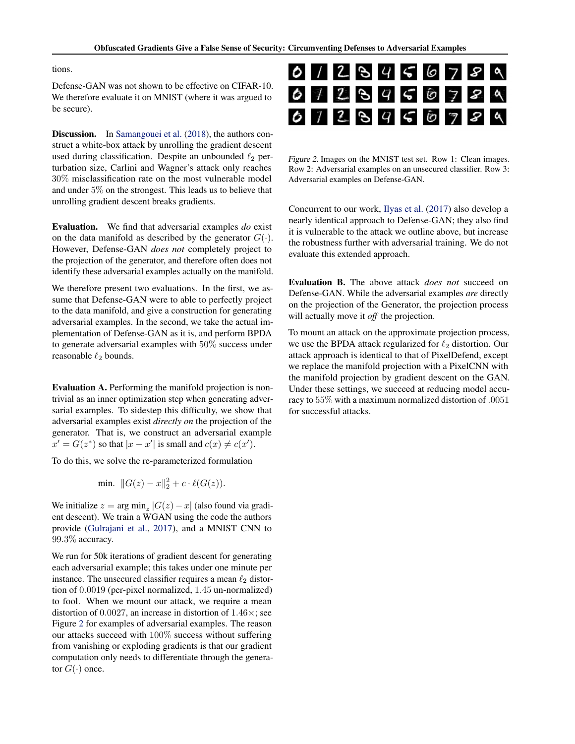tions.

Defense-GAN was not shown to be effective on CIFAR-10. We therefore evaluate it on MNIST (where it was argued to be secure).

**Discussion.** In Samangouei et al. (2018), the authors construct a white-box attack by unrolling the gradient descent used during classification. Despite an unbounded $\ell_2$ perturbation size, Carlini and Wagner's attack only reaches $30\%$ misclassification rate on the most vulnerable model and under $5\%$ on the strongest. This leads us to believe that unrolling gradient descent breaks gradients.

**Evaluation.** We find that adversarial examples *do* exist on the data manifold as described by the generator $G(\cdot)$. However, Defense-GAN *does not* completely project to the projection of the generator, and therefore often does not identify these adversarial examples actually on the manifold.

We therefore present two evaluations. In the first, we assume that Defense-GAN were to able to perfectly project to the data manifold, and give a construction for generating adversarial examples. In the second, we take the actual implementation of Defense-GAN as it is, and perform BPDA to generate adversarial examples with $50\%$ success under reasonable $\ell_2$ bounds.

**Evaluation A.** Performing the manifold projection is nontrivial as an inner optimization step when generating adversarial examples. To sidestep this difficulty, we show that adversarial examples exist *directly on* the projection of the generator. That is, we construct an adversarial example $x' = G(z^*)$ so that $|x - x'|$ is small and $c(x) \neq c(x')$.

To do this, we solve the re-parameterized formulation

$$\text{min. } \|G(z) - x\|_2^2 + c \cdot \ell(G(z)).$$

We initialize $z = \arg\min_z |G(z) - x|$ (also found via gradient descent). We train a WGAN using the code the authors provide (Gulrajani et al., 2017), and a MNIST CNN to $99.3\%$ accuracy.

We run for 50k iterations of gradient descent for generating each adversarial example; this takes under one minute per instance. The unsecured classifier requires a mean $\ell_2$ distortion of $0.0019$ (per-pixel normalized, $1.45$ un-normalized) to fool. When we mount our attack, we require a mean distortion of $0.0027$, an increase in distortion of $1.46\times$; see Figure 2 for examples of adversarial examples. The reason our attacks succeed with $100\%$ success without suffering from vanishing or exploding gradients is that our gradient computation only needs to differentiate through the generator $G(\cdot)$ once.

*Figure 2.* Images on the MNIST test set. Row 1: Clean images. Row 2: Adversarial examples on an unsecured classifier. Row 3: Adversarial examples on Defense-GAN.

Concurrent to our work, Ilyas et al. (2017) also develop a nearly identical approach to Defense-GAN; they also find it is vulnerable to the attack we outline above, but increase the robustness further with adversarial training. We do not evaluate this extended approach.

**Evaluation B.** The above attack *does not* succeed on Defense-GAN. While the adversarial examples *are* directly on the projection of the Generator, the projection process will actually move it *off* the projection.

To mount an attack on the approximate projection process, we use the BPDA attack regularized for $\ell_2$ distortion. Our attack approach is identical to that of PixelDefend, except we replace the manifold projection with a PixelCNN with the manifold projection by gradient descent on the GAN. Under these settings, we succeed at reducing model accuracy to $55\%$ with a maximum normalized distortion of $.0051$ for successful attacks.